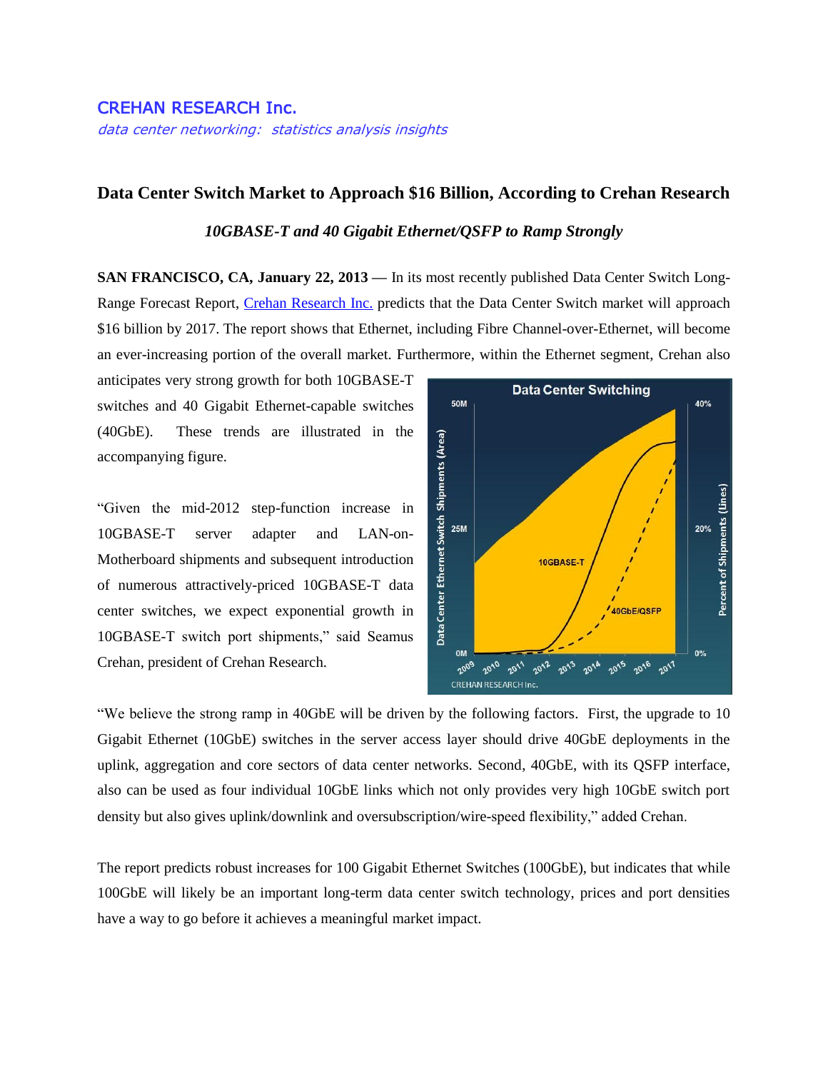CRELAN RESEARCH Inc.

CREHAN RESEARCH Inc.

*data center networking: statistics analysis insights*

# Data Center Switch Market to Approach $16 Billion, According to Crehan Research

## *10GBASE-T and 40 Gigabit Ethernet/QSFP to Ramp Strongly*

**SAN FRANCISCO, CA, January 22, 2013 —** In its most recently published Data Center Switch Long-Range Forecast Report, Crehan Research Inc. predicts that the Data Center Switch market will approach $16 billion by 2017. The report shows that Ethernet, including Fibre Channel-over-Ethernet, will become an ever-increasing portion of the overall market. Furthermore, within the Ethernet segment, Crehan also anticipates very strong growth for both 10GBASE-T switches and 40 Gigabit Ethernet-capable switches (40GbE). These trends are illustrated in the accompanying figure.

"Given the mid-2012 step-function increase in 10GBASE-T server adapter and LAN-on-Motherboard shipments and subsequent introduction of numerous attractively-priced 10GBASE-T data center switches, we expect exponential growth in 10GBASE-T switch port shipments," said Seamus Crehan, president of Crehan Research.

"We believe the strong ramp in 40GbE will be driven by the following factors. First, the upgrade to 10 Gigabit Ethernet (10GbE) switches in the server access layer should drive 40GbE deployments in the uplink, aggregation and core sectors of data center networks. Second, 40GbE, with its QSFP interface, also can be used as four individual 10GbE links which not only provides very high 10GbE switch port density but also gives uplink/downlink and oversubscription/wire-speed flexibility," added Crehan.

The report predicts robust increases for 100 Gigabit Ethernet Switches (100GbE), but indicates that while 100GbE will likely be an important long-term data center switch technology, prices and port densities have a way to go before it achieves a meaningful market impact.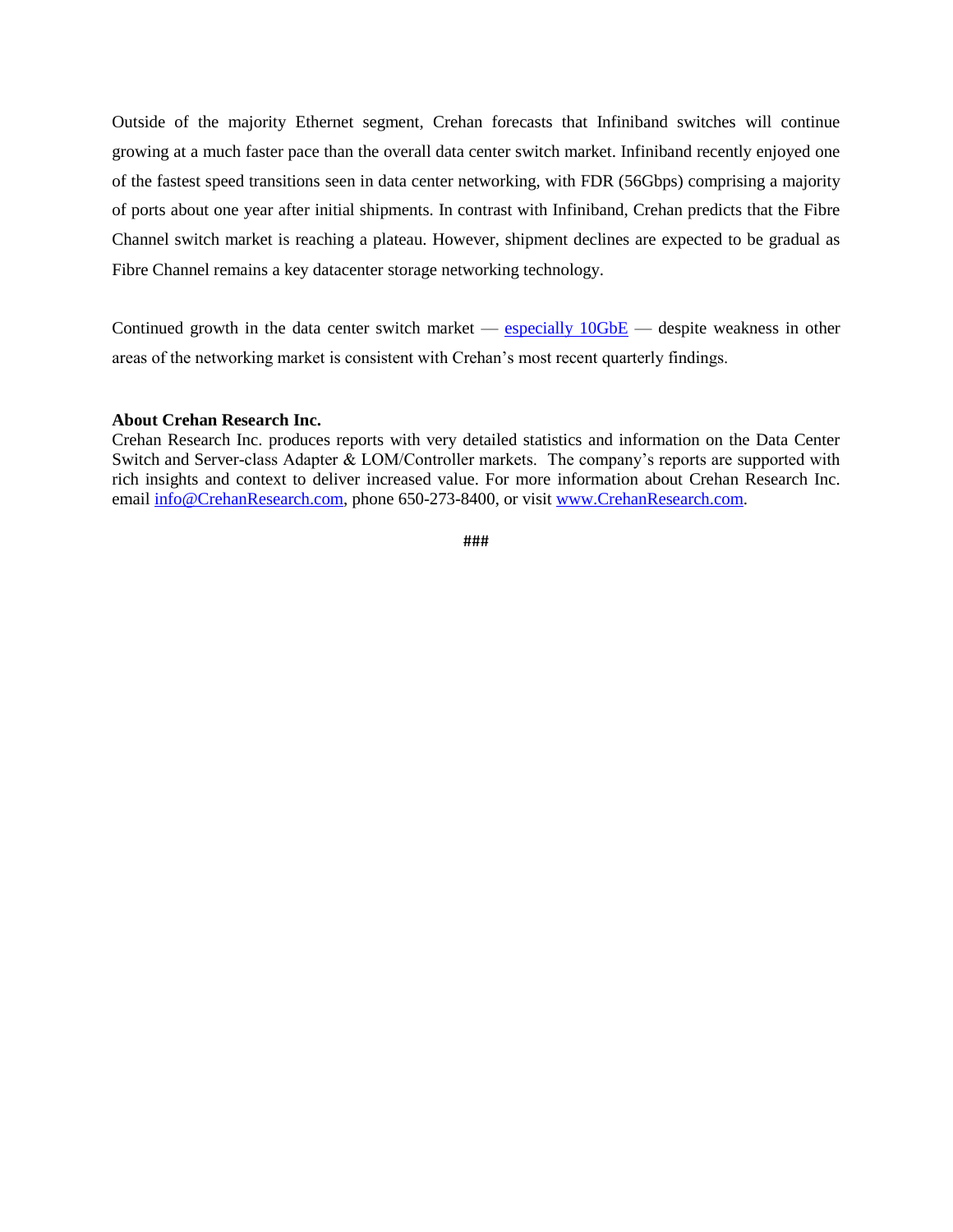Outside of the majority Ethernet segment, Crehan forecasts that Infiniband switches will continue growing at a much faster pace than the overall data center switch market. Infiniband recently enjoyed one of the fastest speed transitions seen in data center networking, with FDR (56Gbps) comprising a majority of ports about one year after initial shipments. In contrast with Infiniband, Crehan predicts that the Fibre Channel switch market is reaching a plateau. However, shipment declines are expected to be gradual as Fibre Channel remains a key datacenter storage networking technology.

Continued growth in the data center switch market — especially 10GbE — despite weakness in other areas of the networking market is consistent with Crehan's most recent quarterly findings.

**About Crehan Research Inc.**
Crehan Research Inc. produces reports with very detailed statistics and information on the Data Center Switch and Server-class Adapter & LOM/Controller markets. The company's reports are supported with rich insights and context to deliver increased value. For more information about Crehan Research Inc. email info@CrehanResearch.com, phone 650-273-8400, or visit www.CrehanResearch.com.

###